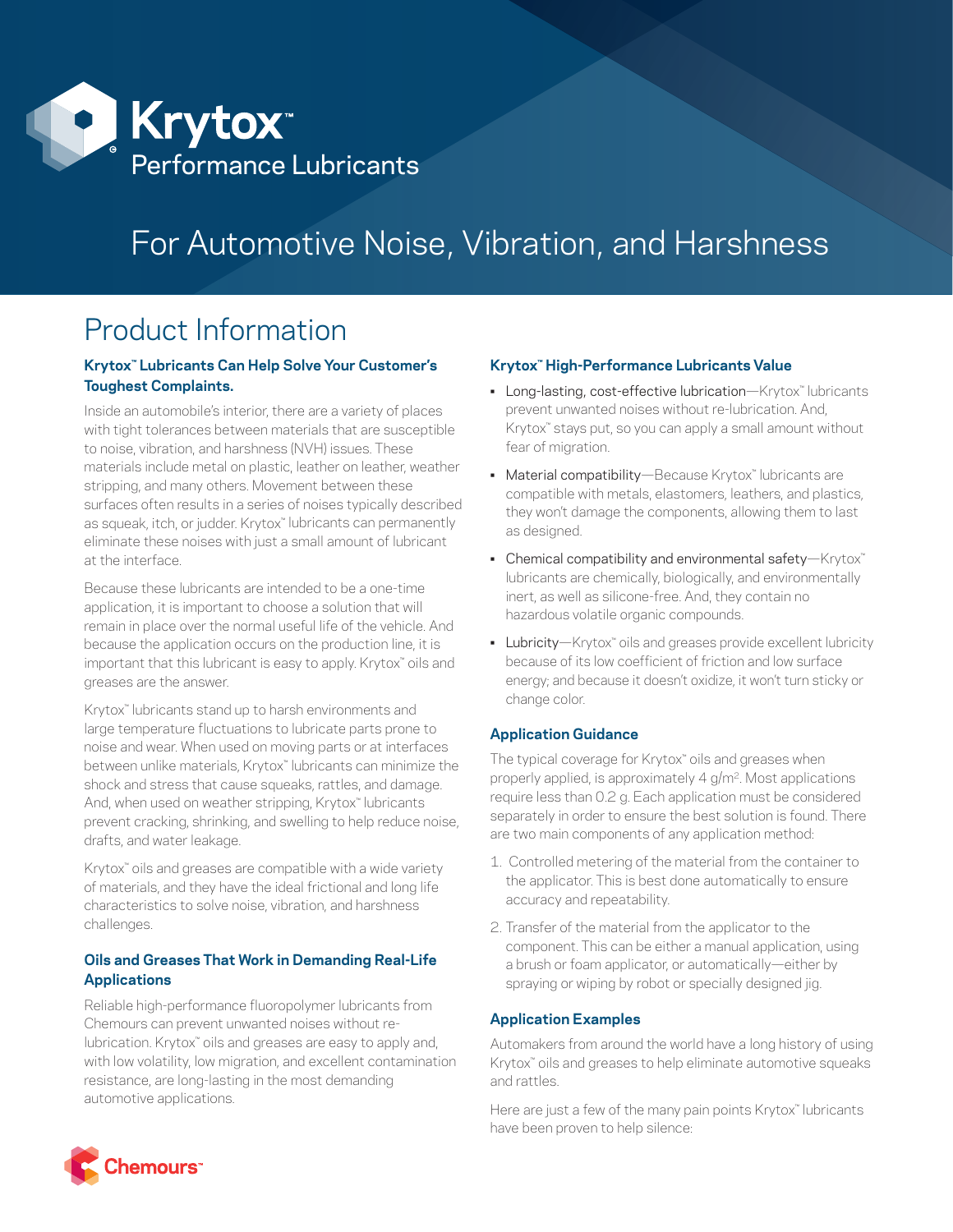# Krytox™ Performance Lubricants

# For Automotive Noise, Vibration, and Harshness

## Product Information

### Krytox™ Lubricants Can Help Solve Your Customer's Toughest Complaints.

Inside an automobile's interior, there are a variety of places with tight tolerances between materials that are susceptible to noise, vibration, and harshness (NVH) issues. These materials include metal on plastic, leather on leather, weather stripping, and many others. Movement between these surfaces often results in a series of noises typically described as squeak, itch, or judder. Krytox™ lubricants can permanently eliminate these noises with just a small amount of lubricant at the interface.

Because these lubricants are intended to be a one-time application, it is important to choose a solution that will remain in place over the normal useful life of the vehicle. And because the application occurs on the production line, it is important that this lubricant is easy to apply. Krytox™ oils and greases are the answer.

Krytox™ lubricants stand up to harsh environments and large temperature fluctuations to lubricate parts prone to noise and wear. When used on moving parts or at interfaces between unlike materials, Krytox™ lubricants can minimize the shock and stress that cause squeaks, rattles, and damage. And, when used on weather stripping, Krytox™ lubricants prevent cracking, shrinking, and swelling to help reduce noise, drafts, and water leakage.

Krytox™ oils and greases are compatible with a wide variety of materials, and they have the ideal frictional and long life characteristics to solve noise, vibration, and harshness challenges.

### Oils and Greases That Work in Demanding Real-Life Applications

Reliable high-performance fluoropolymer lubricants from Chemours can prevent unwanted noises without re-lubrication. Krytox™ oils and greases are easy to apply and, with low volatility, low migration, and excellent contamination resistance, are long-lasting in the most demanding automotive applications.

### Krytox™ High-Performance Lubricants Value

- Long-lasting, cost-effective lubrication—Krytox™ lubricants prevent unwanted noises without re-lubrication. And, Krytox™ stays put, so you can apply a small amount without fear of migration.
- Material compatibility—Because Krytox™ lubricants are compatible with metals, elastomers, leathers, and plastics, they won't damage the components, allowing them to last as designed.
- Chemical compatibility and environmental safety—Krytox™ lubricants are chemically, biologically, and environmentally inert, as well as silicone-free. And, they contain no hazardous volatile organic compounds.
- Lubricity—Krytox™ oils and greases provide excellent lubricity because of its low coefficient of friction and low surface energy; and because it doesn't oxidize, it won't turn sticky or change color.

### Application Guidance

The typical coverage for Krytox™ oils and greases when properly applied, is approximately 4 g/m$^2$. Most applications require less than 0.2 g. Each application must be considered separately in order to ensure the best solution is found. There are two main components of any application method:

1. Controlled metering of the material from the container to the applicator. This is best done automatically to ensure accuracy and repeatability.
2. Transfer of the material from the applicator to the component. This can be either a manual application, using a brush or foam applicator, or automatically—either by spraying or wiping by robot or specially designed jig.

### Application Examples

Automakers from around the world have a long history of using Krytox™ oils and greases to help eliminate automotive squeaks and rattles.

Here are just a few of the many pain points Krytox™ lubricants have been proven to help silence:

Chemours™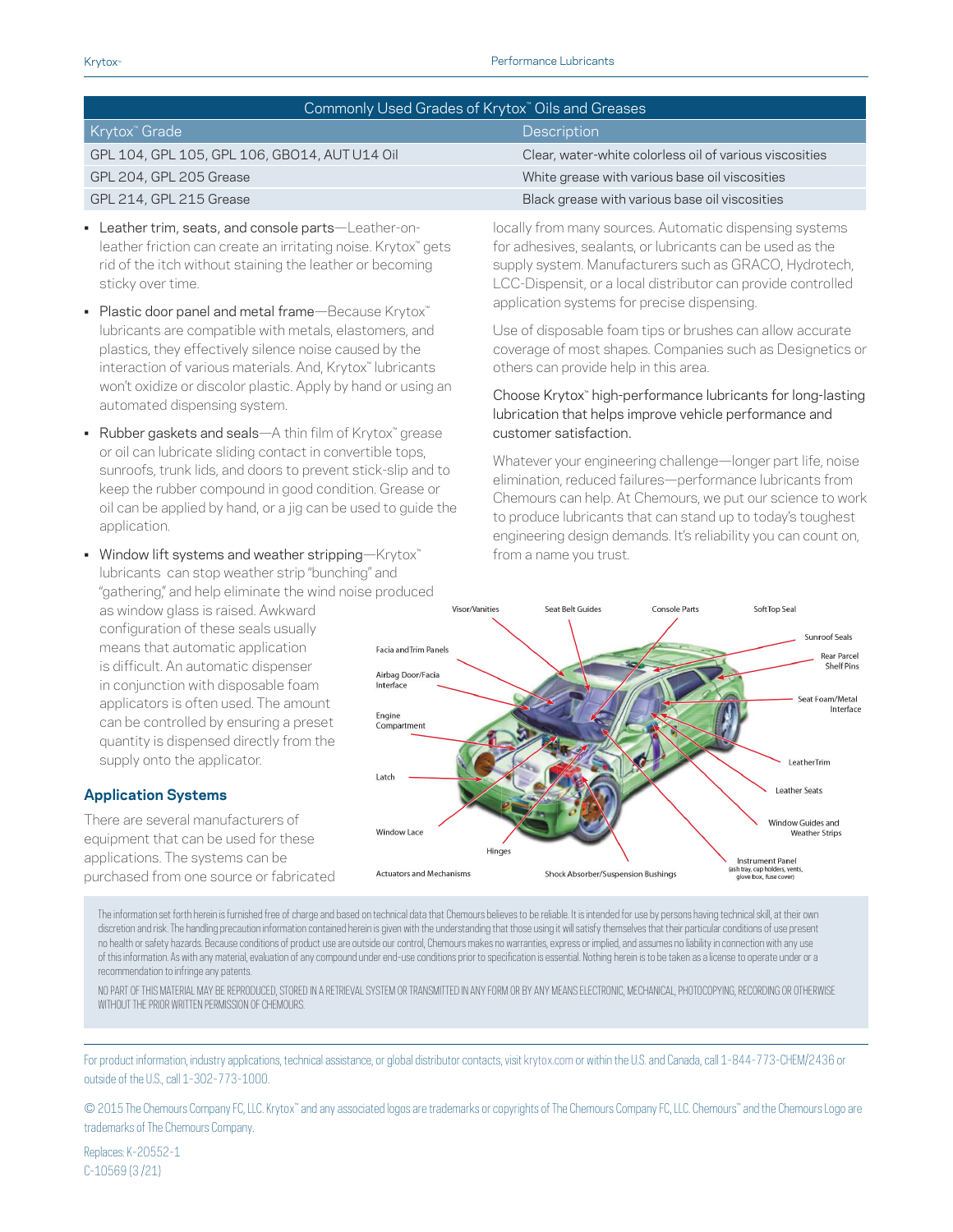| Commonly Used Grades of Krytox™ Oils and Greases | |
|---|---|
| Krytox™ Grade | Description |
| GPL 104, GPL 105, GPL 106, GBO14, AUT U14 Oil | Clear, water-white colorless oil of various viscosities |
| GPL 204, GPL 205 Grease | White grease with various base oil viscosities |
| GPL 214, GPL 215 Grease | Black grease with various base oil viscosities |

- Leather trim, seats, and console parts—Leather-on-leather friction can create an irritating noise. Krytox™ gets rid of the itch without staining the leather or becoming sticky over time.
- Plastic door panel and metal frame—Because Krytox™ lubricants are compatible with metals, elastomers, and plastics, they effectively silence noise caused by the interaction of various materials. And, Krytox™ lubricants won't oxidize or discolor plastic. Apply by hand or using an automated dispensing system.
- Rubber gaskets and seals—A thin film of Krytox™ grease or oil can lubricate sliding contact in convertible tops, sunroofs, trunk lids, and doors to prevent stick-slip and to keep the rubber compound in good condition. Grease or oil can be applied by hand, or a jig can be used to guide the application.
- Window lift systems and weather stripping—Krytox™ lubricants can stop weather strip "bunching" and "gathering," and help eliminate the wind noise produced as window glass is raised. Awkward configuration of these seals usually means that automatic application is difficult. An automatic dispenser in conjunction with disposable foam applicators is often used. The amount can be controlled by ensuring a preset quantity is dispensed directly from the supply onto the applicator.

### Application Systems

There are several manufacturers of equipment that can be used for these applications. The systems can be purchased from one source or fabricated locally from many sources. Automatic dispensing systems for adhesives, sealants, or lubricants can be used as the supply system. Manufacturers such as GRACO, Hydrotech, LCC-Dispensit, or a local distributor can provide controlled application systems for precise dispensing.

Use of disposable foam tips or brushes can allow accurate coverage of most shapes. Companies such as Designetics or others can provide help in this area.

Choose Krytox™ high-performance lubricants for long-lasting lubrication that helps improve vehicle performance and customer satisfaction.

Whatever your engineering challenge—longer part life, noise elimination, reduced failures—performance lubricants from Chemours can help. At Chemours, we put our science to work to produce lubricants that can stand up to today's toughest engineering design demands. It's reliability you can count on, from a name you trust.

Visor/Vanities
Seat Belt Guides
Console Parts
Soft Top Seal
Sunroof Seals
Rear Parcel Shelf Pins
Seat Foam/Metal Interface
Leather Trim
Leather Seats
Window Guides and Weather Strips
Instrument Panel (ash tray, cup holders, vents, glove box, fuse cover)
Shock Absorber/Suspension Bushings
Hinges
Actuators and Mechanisms
Window Lace
Latch
Engine Compartment
Airbag Door/Facia Interface
Facia and Trim Panels

The information set forth herein is furnished free of charge and based on technical data that Chemours believes to be reliable. It is intended for use by persons having technical skill, at their own discretion and risk. The handling precaution information contained herein is given with the understanding that those using it will satisfy themselves that their particular conditions of use present no health or safety hazards. Because conditions of product use are outside our control, Chemours makes no warranties, express or implied, and assumes no liability in connection with any use of this information. As with any material, evaluation of any compound under end-use conditions prior to specification is essential. Nothing herein is to be taken as a license to operate under or a recommendation to infringe any patents.

NO PART OF THIS MATERIAL MAY BE REPRODUCED, STORED IN A RETRIEVAL SYSTEM OR TRANSMITTED IN ANY FORM OR BY ANY MEANS ELECTRONIC, MECHANICAL, PHOTOCOPYING, RECORDING OR OTHERWISE WITHOUT THE PRIOR WRITTEN PERMISSION OF CHEMOURS.

For product information, industry applications, technical assistance, or global distributor contacts, visit krytox.com or within the U.S. and Canada, call 1-844-773-CHEM/2436 or outside of the U.S., call 1-302-773-1000.

© 2015 The Chemours Company FC, LLC. Krytox™ and any associated logos are trademarks or copyrights of The Chemours Company FC, LLC. Chemours™ and the Chemours Logo are trademarks of The Chemours Company.

Replaces: K-20552-1
C-10569 (3/21)